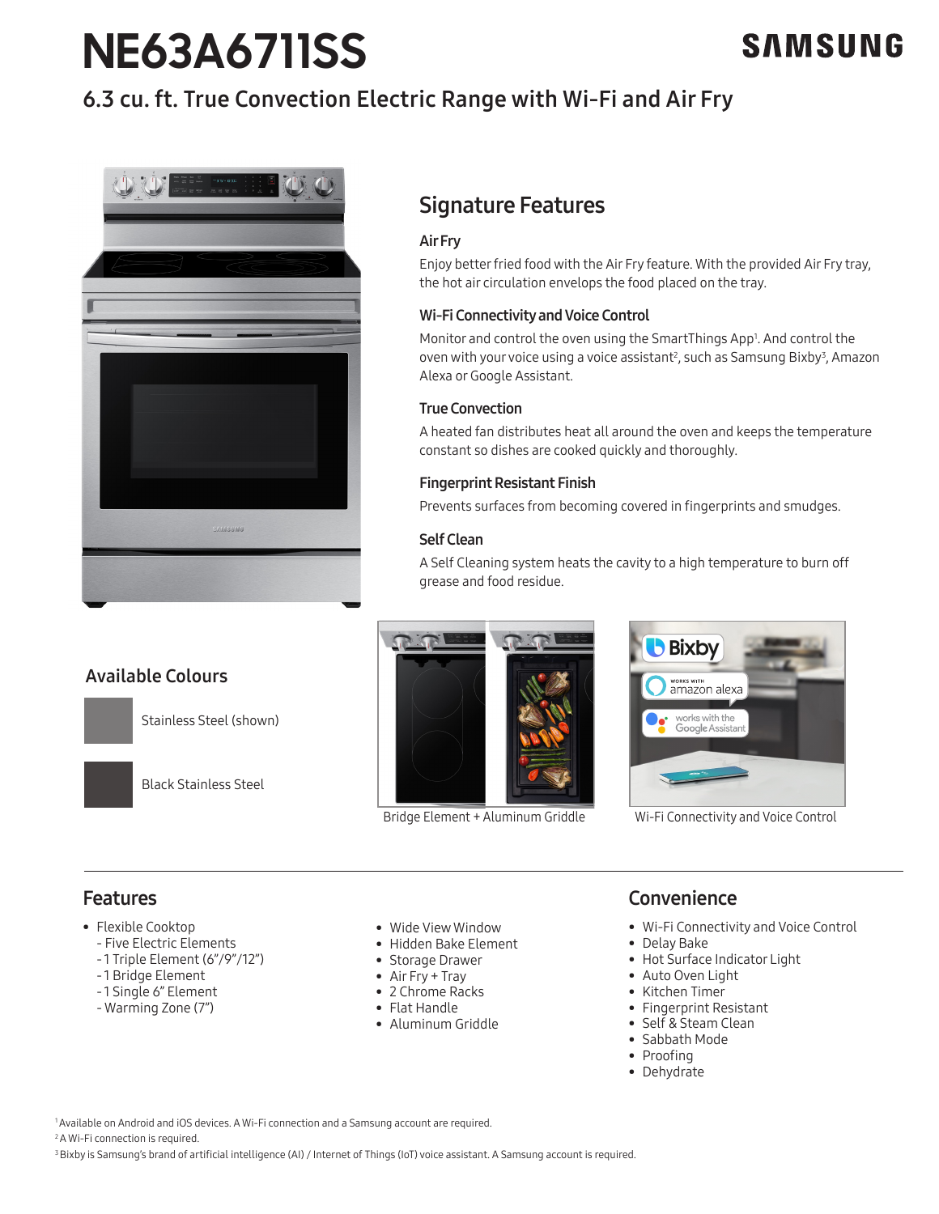# NE63A6711SS

SAMSUNG

## 6.3 cu. ft. True Convection Electric Range with Wi-Fi and Air Fry

## Signature Features

### Air Fry

Enjoy better fried food with the Air Fry feature. With the provided Air Fry tray, the hot air circulation envelops the food placed on the tray.

### Wi-Fi Connectivity and Voice Control

Monitor and control the oven using the SmartThings App[1]. And control the oven with your voice using a voice assistant[2], such as Samsung Bixby[3], Amazon Alexa or Google Assistant.

### True Convection

A heated fan distributes heat all around the oven and keeps the temperature constant so dishes are cooked quickly and thoroughly.

### Fingerprint Resistant Finish

Prevents surfaces from becoming covered in fingerprints and smudges.

### Self Clean

A Self Cleaning system heats the cavity to a high temperature to burn off grease and food residue.

## Available Colours

- Stainless Steel (shown)
- Black Stainless Steel

Bridge Element + Aluminum Griddle

Wi-Fi Connectivity and Voice Control

## Features

- Flexible Cooktop
  - Five Electric Elements
  - 1 Triple Element (6"/9"/12")
  - 1 Bridge Element
  - 1 Single 6" Element
  - Warming Zone (7")
- Wide View Window
- Hidden Bake Element
- Storage Drawer
- Air Fry + Tray
- 2 Chrome Racks
- Flat Handle
- Aluminum Griddle

## Convenience

- Wi-Fi Connectivity and Voice Control
- Delay Bake
- Hot Surface Indicator Light
- Auto Oven Light
- Kitchen Timer
- Fingerprint Resistant
- Self & Steam Clean
- Sabbath Mode
- Proofing
- Dehydrate

[1] Available on Android and iOS devices. A Wi-Fi connection and a Samsung account are required.
[2] A Wi-Fi connection is required.
[3] Bixby is Samsung's brand of artificial intelligence (AI) / Internet of Things (IoT) voice assistant. A Samsung account is required.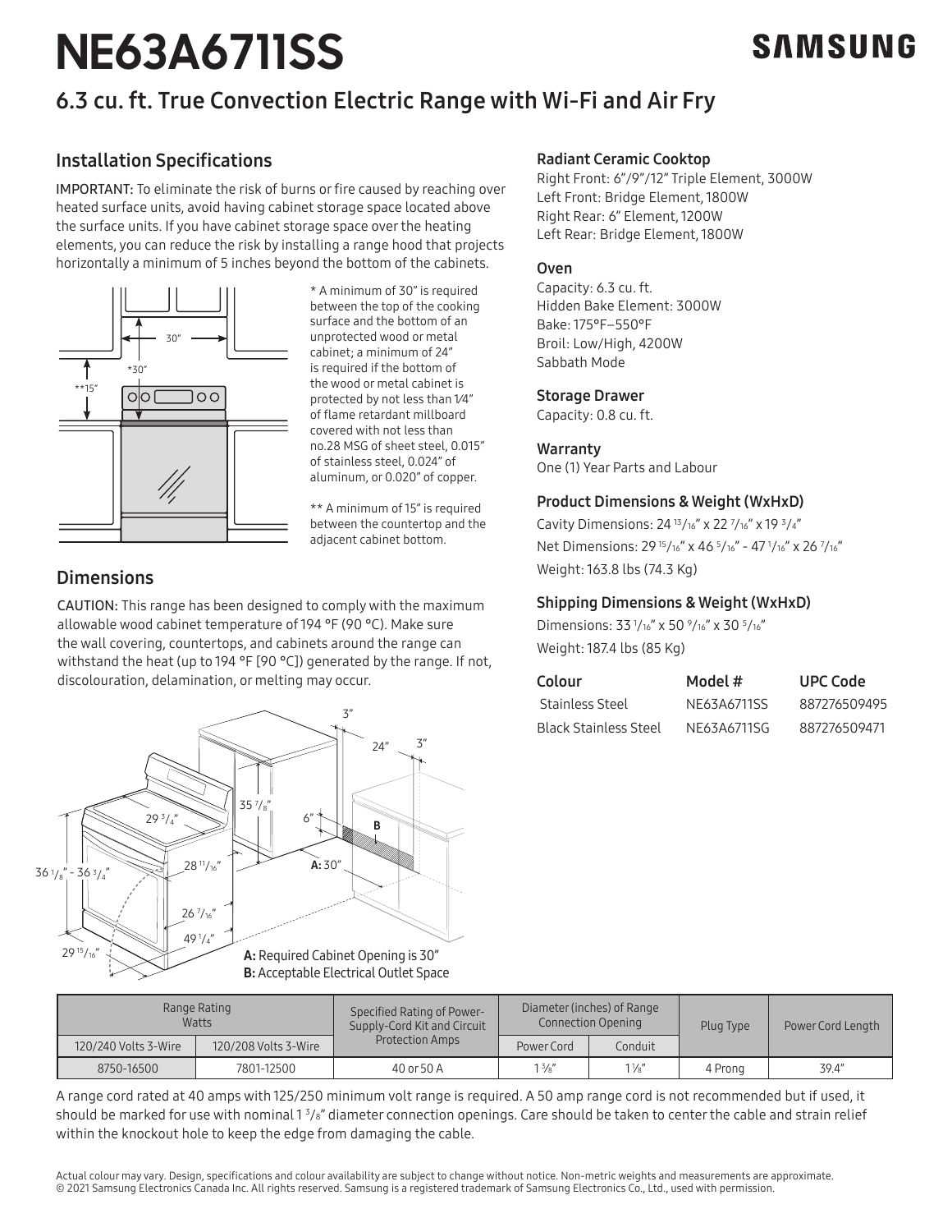# NE63A6711SS

## 6.3 cu. ft. True Convection Electric Range with Wi-Fi and Air Fry

### Installation Specifications

IMPORTANT: To eliminate the risk of burns or fire caused by reaching over heated surface units, avoid having cabinet storage space located above the surface units. If you have cabinet storage space over the heating elements, you can reduce the risk by installing a range hood that projects horizontally a minimum of 5 inches beyond the bottom of the cabinets.

30”

*30”

**15”

* A minimum of 30” is required between the top of the cooking surface and the bottom of an unprotected wood or metal cabinet; a minimum of 24” is required if the bottom of the wood or metal cabinet is protected by not less than 1/4” of flame retardant millboard covered with not less than no.28 MSG of sheet steel, 0.015” of stainless steel, 0.024” of aluminum, or 0.020” of copper.

** A minimum of 15” is required between the countertop and the adjacent cabinet bottom.

### Dimensions

CAUTION: This range has been designed to comply with the maximum allowable wood cabinet temperature of 194 °F (90 °C). Make sure the wall covering, countertops, and cabinets around the range can withstand the heat (up to 194 °F [90 °C]) generated by the range. If not, discolouration, delamination, or melting may occur.

3”

24”

3”

35 7/8”

29 3/4”

6”

B

28 11/16”

A: 30”

36 1/8” - 36 3/4”

26 7/16”

49 1/4”

29 15/16”

**A:** Required Cabinet Opening is 30”
**B:** Acceptable Electrical Outlet Space

### Radiant Ceramic Cooktop

Right Front: 6”/9”/12” Triple Element, 3000W
Left Front: Bridge Element, 1800W
Right Rear: 6” Element, 1200W
Left Rear: Bridge Element, 1800W

### Oven

Capacity: 6.3 cu. ft.
Hidden Bake Element: 3000W
Bake: 175°F–550°F
Broil: Low/High, 4200W
Sabbath Mode

### Storage Drawer

Capacity: 0.8 cu. ft.

### Warranty

One (1) Year Parts and Labour

### Product Dimensions & Weight (WxHxD)

Cavity Dimensions: 24 13/16” x 22 7/16” x 19 3/4”
Net Dimensions: 29 15/16” x 46 5/16” - 47 1/16” x 26 7/16”
Weight: 163.8 lbs (74.3 Kg)

### Shipping Dimensions & Weight (WxHxD)

Dimensions: 33 1/16” x 50 9/16” x 30 5/16”
Weight: 187.4 lbs (85 Kg)

| Colour | Model # | UPC Code |
|---|---|---|
| Stainless Steel | NE63A6711SS | 887276509495 |
| Black Stainless Steel | NE63A6711SG | 887276509471 |

| Range Rating Watts | | Specified Rating of Power-Supply-Cord Kit and Circuit Protection Amps | Diameter (inches) of Range Connection Opening | | Plug Type | Power Cord Length |
|---|---|---|---|---|---|---|
| 120/240 Volts 3-Wire | 120/208 Volts 3-Wire | | Power Cord | Conduit | | |
| 8750-16500 | 7801-12500 | 40 or 50 A | 1 3/8” | 1 1/8” | 4 Prong | 39.4” |

A range cord rated at 40 amps with 125/250 minimum volt range is required. A 50 amp range cord is not recommended but if used, it should be marked for use with nominal 1 3/8” diameter connection openings. Care should be taken to center the cable and strain relief within the knockout hole to keep the edge from damaging the cable.

Actual colour may vary. Design, specifications and colour availability are subject to change without notice. Non-metric weights and measurements are approximate.
© 2021 Samsung Electronics Canada Inc. All rights reserved. Samsung is a registered trademark of Samsung Electronics Co., Ltd., used with permission.